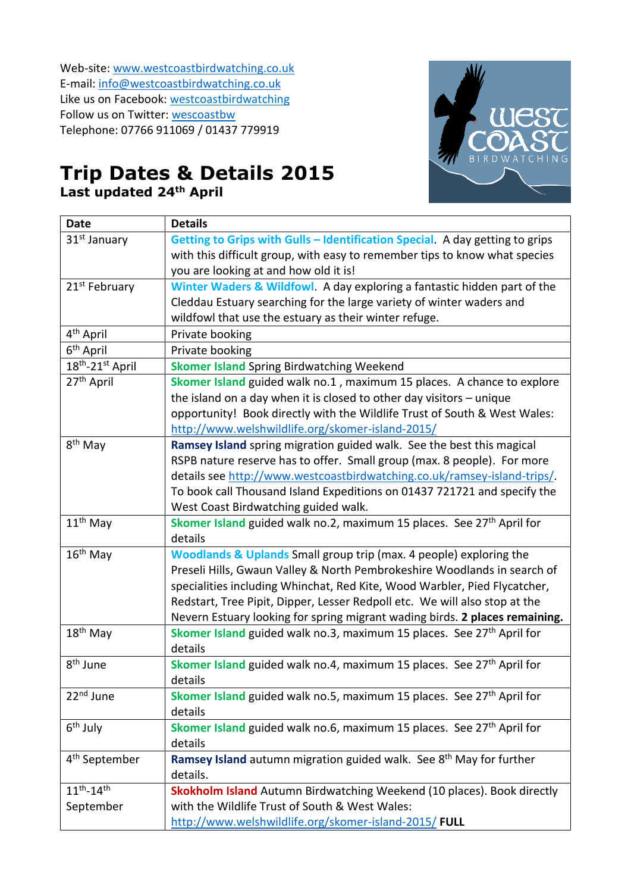Web-site: www.westcoastbirdwatching.co.uk
E-mail: info@westcoastbirdwatching.co.uk
Like us on Facebook: westcoastbirdwatching
Follow us on Twitter: wescoastbw
Telephone: 07766 911069 / 01437 779919

# Trip Dates & Details 2015

**Last updated 24th April**

| Date | Details |
|---|---|
| 31st January | **Getting to Grips with Gulls – Identification Special**. A day getting to grips with this difficult group, with easy to remember tips to know what species you are looking at and how old it is! |
| 21st February | **Winter Waders & Wildfowl**. A day exploring a fantastic hidden part of the Cleddau Estuary searching for the large variety of winter waders and wildfowl that use the estuary as their winter refuge. |
| 4th April | Private booking |
| 6th April | Private booking |
| 18th-21st April | **Skomer Island** Spring Birdwatching Weekend |
| 27th April | **Skomer Island** guided walk no.1 , maximum 15 places. A chance to explore the island on a day when it is closed to other day visitors – unique opportunity! Book directly with the Wildlife Trust of South & West Wales: http://www.welshwildlife.org/skomer-island-2015/ |
| 8th May | **Ramsey Island** spring migration guided walk. See the best this magical RSPB nature reserve has to offer. Small group (max. 8 people). For more details see http://www.westcoastbirdwatching.co.uk/ramsey-island-trips/. To book call Thousand Island Expeditions on 01437 721721 and specify the West Coast Birdwatching guided walk. |
| 11th May | **Skomer Island** guided walk no.2, maximum 15 places. See 27th April for details |
| 16th May | **Woodlands & Uplands** Small group trip (max. 4 people) exploring the Preseli Hills, Gwaun Valley & North Pembrokeshire Woodlands in search of specialities including Whinchat, Red Kite, Wood Warbler, Pied Flycatcher, Redstart, Tree Pipit, Dipper, Lesser Redpoll etc. We will also stop at the Nevern Estuary looking for spring migrant wading birds. **2 places remaining.** |
| 18th May | **Skomer Island** guided walk no.3, maximum 15 places. See 27th April for details |
| 8th June | **Skomer Island** guided walk no.4, maximum 15 places. See 27th April for details |
| 22nd June | **Skomer Island** guided walk no.5, maximum 15 places. See 27th April for details |
| 6th July | **Skomer Island** guided walk no.6, maximum 15 places. See 27th April for details |
| 4th September | **Ramsey Island** autumn migration guided walk. See 8th May for further details. |
| 11th-14th September | **Skokholm Island** Autumn Birdwatching Weekend (10 places). Book directly with the Wildlife Trust of South & West Wales: http://www.welshwildlife.org/skomer-island-2015/ **FULL** |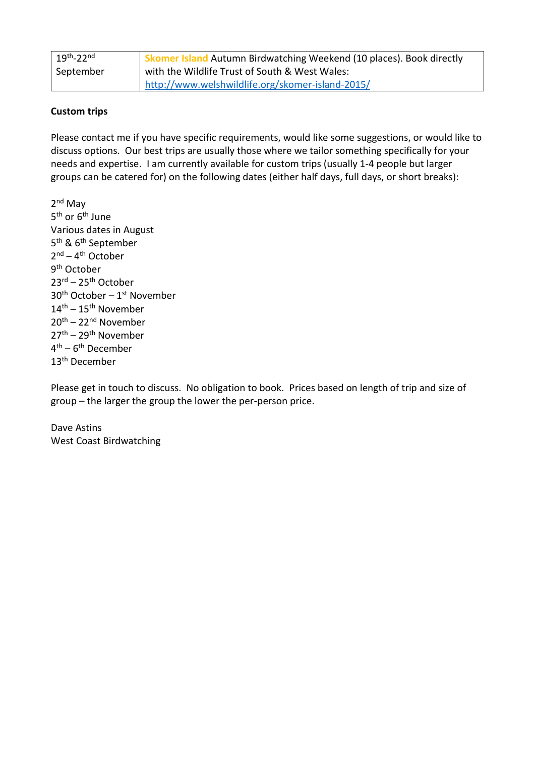| | |
|---|---|
| 19th-22nd September | Skomer Island Autumn Birdwatching Weekend (10 places). Book directly with the Wildlife Trust of South & West Wales: http://www.welshwildlife.org/skomer-island-2015/ |

**Custom trips**

Please contact me if you have specific requirements, would like some suggestions, or would like to discuss options. Our best trips are usually those where we tailor something specifically for your needs and expertise. I am currently available for custom trips (usually 1-4 people but larger groups can be catered for) on the following dates (either half days, full days, or short breaks):

2nd May
5th or 6th June
Various dates in August
5th & 6th September
2nd – 4th October
9th October
23rd – 25th October
30th October – 1st November
14th – 15th November
20th – 22nd November
27th – 29th November
4th – 6th December
13th December

Please get in touch to discuss. No obligation to book. Prices based on length of trip and size of group – the larger the group the lower the per-person price.

Dave Astins
West Coast Birdwatching